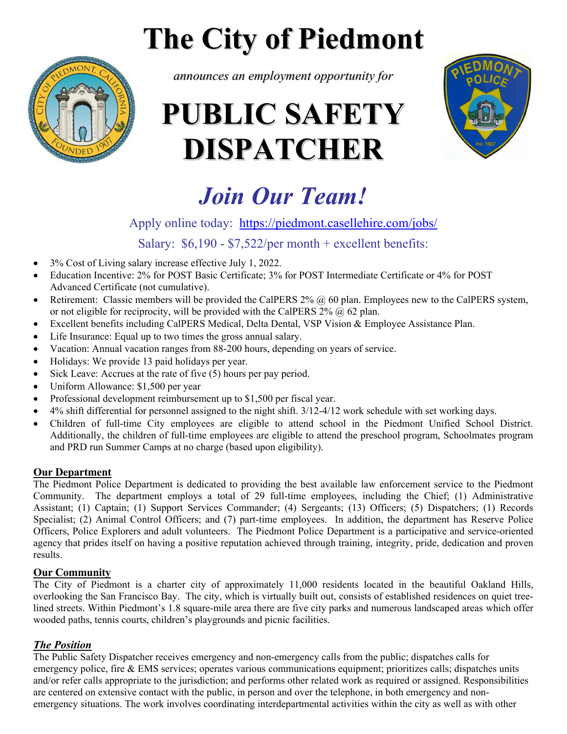# The City of Piedmont

*announces an employment opportunity for*

# PUBLIC SAFETY DISPATCHER

## *Join Our Team!*

Apply online today: https://piedmont.casellehire.com/jobs/

Salary: $6,190 - $7,522/per month + excellent benefits:

- 3% Cost of Living salary increase effective July 1, 2022.
- Education Incentive: 2% for POST Basic Certificate; 3% for POST Intermediate Certificate or 4% for POST Advanced Certificate (not cumulative).
- Retirement: Classic members will be provided the CalPERS 2% @ 60 plan. Employees new to the CalPERS system, or not eligible for reciprocity, will be provided with the CalPERS 2% @ 62 plan.
- Excellent benefits including CalPERS Medical, Delta Dental, VSP Vision & Employee Assistance Plan.
- Life Insurance: Equal up to two times the gross annual salary.
- Vacation: Annual vacation ranges from 88-200 hours, depending on years of service.
- Holidays: We provide 13 paid holidays per year.
- Sick Leave: Accrues at the rate of five (5) hours per pay period.
- Uniform Allowance: $1,500 per year
- Professional development reimbursement up to $1,500 per fiscal year.
- 4% shift differential for personnel assigned to the night shift. 3/12-4/12 work schedule with set working days.
- Children of full-time City employees are eligible to attend school in the Piedmont Unified School District. Additionally, the children of full-time employees are eligible to attend the preschool program, Schoolmates program and PRD run Summer Camps at no charge (based upon eligibility).

**Our Department**

The Piedmont Police Department is dedicated to providing the best available law enforcement service to the Piedmont Community. The department employs a total of 29 full-time employees, including the Chief; (1) Administrative Assistant; (1) Captain; (1) Support Services Commander; (4) Sergeants; (13) Officers; (5) Dispatchers; (1) Records Specialist; (2) Animal Control Officers; and (7) part-time employees. In addition, the department has Reserve Police Officers, Police Explorers and adult volunteers. The Piedmont Police Department is a participative and service-oriented agency that prides itself on having a positive reputation achieved through training, integrity, pride, dedication and proven results.

**Our Community**

The City of Piedmont is a charter city of approximately 11,000 residents located in the beautiful Oakland Hills, overlooking the San Francisco Bay. The city, which is virtually built out, consists of established residences on quiet tree-lined streets. Within Piedmont's 1.8 square-mile area there are five city parks and numerous landscaped areas which offer wooded paths, tennis courts, children's playgrounds and picnic facilities.

***The Position***

The Public Safety Dispatcher receives emergency and non-emergency calls from the public; dispatches calls for emergency police, fire & EMS services; operates various communications equipment; prioritizes calls; dispatches units and/or refer calls appropriate to the jurisdiction; and performs other related work as required or assigned. Responsibilities are centered on extensive contact with the public, in person and over the telephone, in both emergency and non-emergency situations. The work involves coordinating interdepartmental activities within the city as well as with other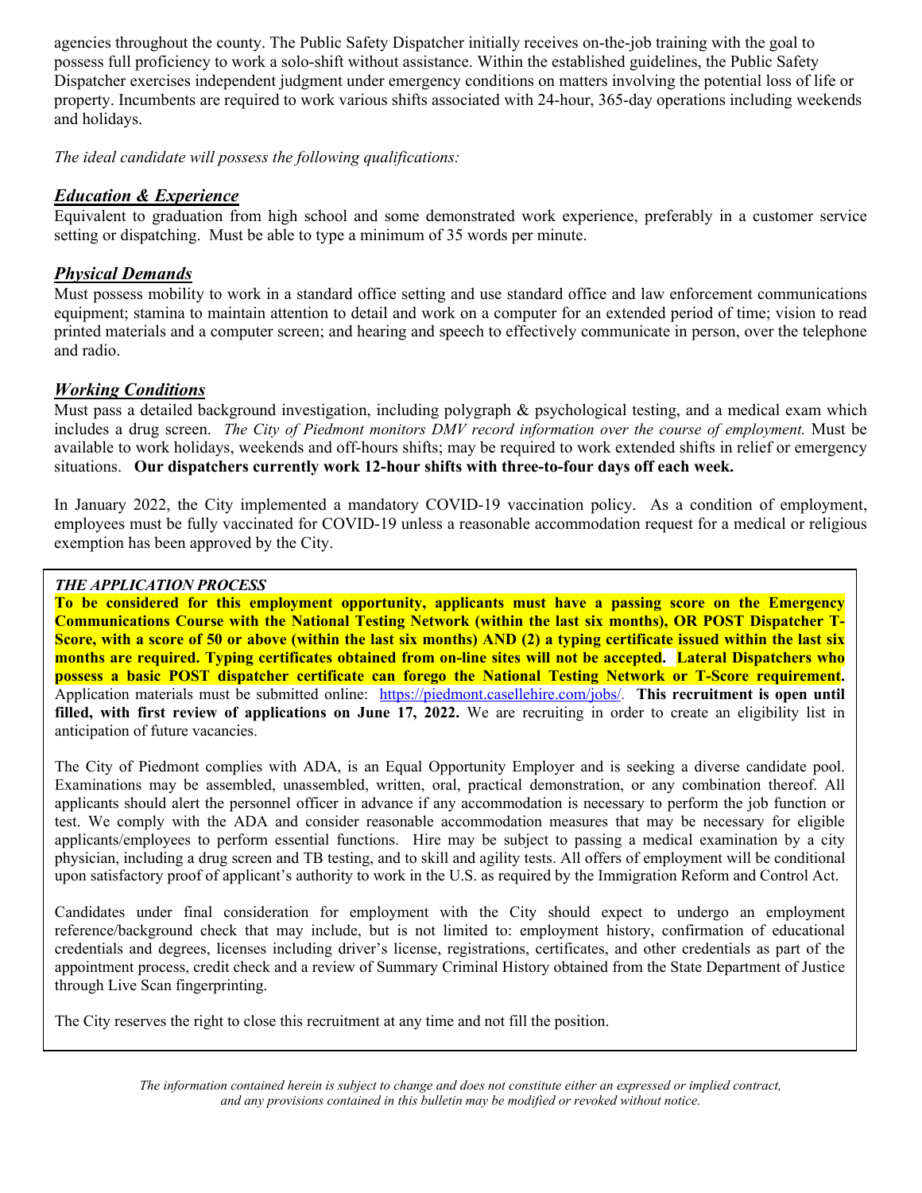agencies throughout the county. The Public Safety Dispatcher initially receives on-the-job training with the goal to possess full proficiency to work a solo-shift without assistance. Within the established guidelines, the Public Safety Dispatcher exercises independent judgment under emergency conditions on matters involving the potential loss of life or property. Incumbents are required to work various shifts associated with 24-hour, 365-day operations including weekends and holidays.

*The ideal candidate will possess the following qualifications:*

## ***Education & Experience***

Equivalent to graduation from high school and some demonstrated work experience, preferably in a customer service setting or dispatching. Must be able to type a minimum of 35 words per minute.

## ***Physical Demands***

Must possess mobility to work in a standard office setting and use standard office and law enforcement communications equipment; stamina to maintain attention to detail and work on a computer for an extended period of time; vision to read printed materials and a computer screen; and hearing and speech to effectively communicate in person, over the telephone and radio.

## ***Working Conditions***

Must pass a detailed background investigation, including polygraph & psychological testing, and a medical exam which includes a drug screen. *The City of Piedmont monitors DMV record information over the course of employment.* Must be available to work holidays, weekends and off-hours shifts; may be required to work extended shifts in relief or emergency situations. **Our dispatchers currently work 12-hour shifts with three-to-four days off each week.**

In January 2022, the City implemented a mandatory COVID-19 vaccination policy. As a condition of employment, employees must be fully vaccinated for COVID-19 unless a reasonable accommodation request for a medical or religious exemption has been approved by the City.

***THE APPLICATION PROCESS***

**To be considered for this employment opportunity, applicants must have a passing score on the Emergency Communications Course with the National Testing Network (within the last six months), OR POST Dispatcher T-Score, with a score of 50 or above (within the last six months) AND (2) a typing certificate issued within the last six months are required. Typing certificates obtained from on-line sites will not be accepted. Lateral Dispatchers who possess a basic POST dispatcher certificate can forego the National Testing Network or T-Score requirement.** Application materials must be submitted online: https://piedmont.casellehire.com/jobs/. **This recruitment is open until filled, with first review of applications on June 17, 2022.** We are recruiting in order to create an eligibility list in anticipation of future vacancies.

The City of Piedmont complies with ADA, is an Equal Opportunity Employer and is seeking a diverse candidate pool. Examinations may be assembled, unassembled, written, oral, practical demonstration, or any combination thereof. All applicants should alert the personnel officer in advance if any accommodation is necessary to perform the job function or test. We comply with the ADA and consider reasonable accommodation measures that may be necessary for eligible applicants/employees to perform essential functions. Hire may be subject to passing a medical examination by a city physician, including a drug screen and TB testing, and to skill and agility tests. All offers of employment will be conditional upon satisfactory proof of applicant's authority to work in the U.S. as required by the Immigration Reform and Control Act.

Candidates under final consideration for employment with the City should expect to undergo an employment reference/background check that may include, but is not limited to: employment history, confirmation of educational credentials and degrees, licenses including driver's license, registrations, certificates, and other credentials as part of the appointment process, credit check and a review of Summary Criminal History obtained from the State Department of Justice through Live Scan fingerprinting.

The City reserves the right to close this recruitment at any time and not fill the position.

*The information contained herein is subject to change and does not constitute either an expressed or implied contract, and any provisions contained in this bulletin may be modified or revoked without notice.*